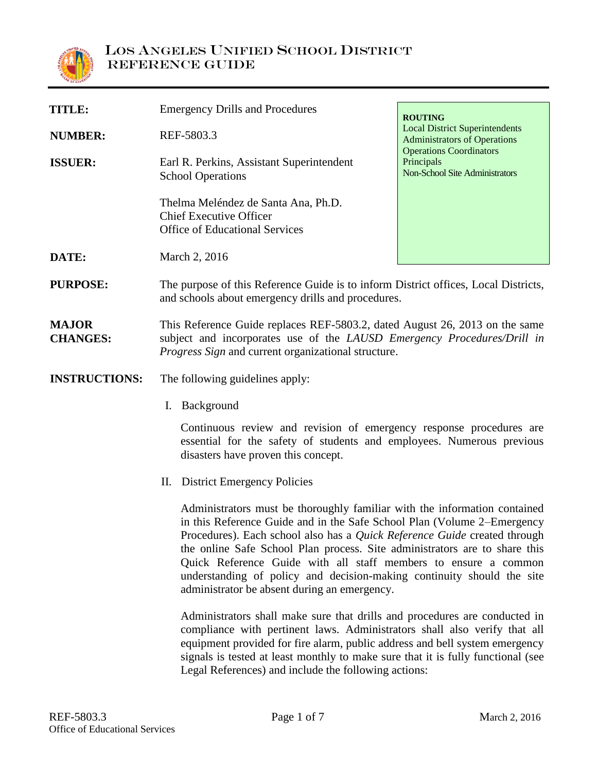# Los Angeles Unified School District
## REFERENCE GUIDE

| | |
|---|---|
| **TITLE:** | Emergency Drills and Procedures |
| **NUMBER:** | REF-5803.3 |
| **ISSUER:** | Earl R. Perkins, Assistant Superintendent<br>School Operations<br><br>Thelma Meléndez de Santa Ana, Ph.D.<br>Chief Executive Officer<br>Office of Educational Services |
| **DATE:** | March 2, 2016 |

**ROUTING**
Local District Superintendents
Administrators of Operations
Operations Coordinators
Principals
Non-School Site Administrators

**PURPOSE:** The purpose of this Reference Guide is to inform District offices, Local Districts, and schools about emergency drills and procedures.

**MAJOR CHANGES:** This Reference Guide replaces REF-5803.2, dated August 26, 2013 on the same subject and incorporates use of the *LAUSD Emergency Procedures/Drill in Progress Sign* and current organizational structure.

**INSTRUCTIONS:** The following guidelines apply:

I. Background

Continuous review and revision of emergency response procedures are essential for the safety of students and employees. Numerous previous disasters have proven this concept.

II. District Emergency Policies

Administrators must be thoroughly familiar with the information contained in this Reference Guide and in the Safe School Plan (Volume 2–Emergency Procedures). Each school also has a *Quick Reference Guide* created through the online Safe School Plan process. Site administrators are to share this Quick Reference Guide with all staff members to ensure a common understanding of policy and decision-making continuity should the site administrator be absent during an emergency.

Administrators shall make sure that drills and procedures are conducted in compliance with pertinent laws. Administrators shall also verify that all equipment provided for fire alarm, public address and bell system emergency signals is tested at least monthly to make sure that it is fully functional (see Legal References) and include the following actions: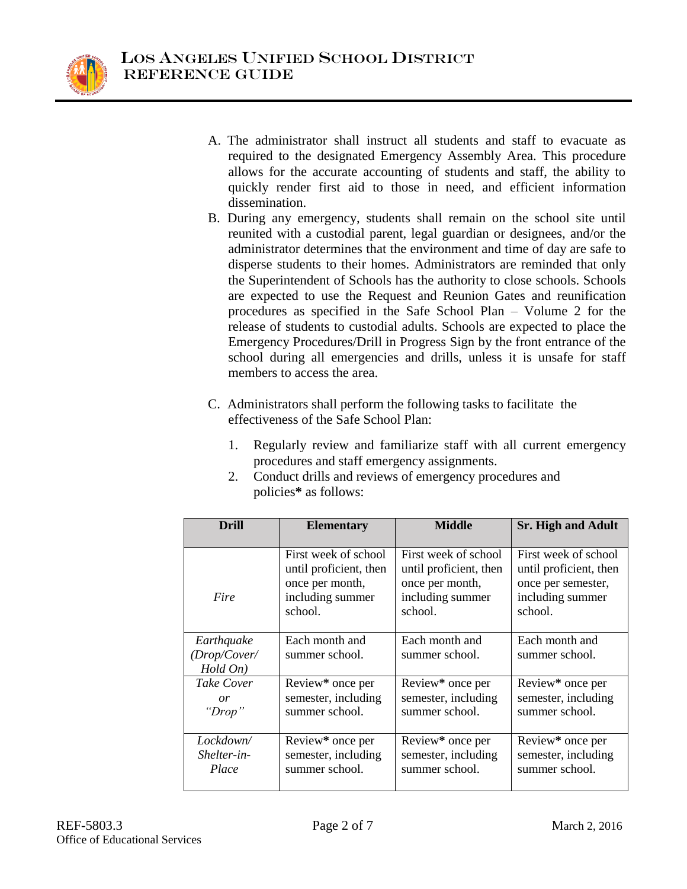A. The administrator shall instruct all students and staff to evacuate as required to the designated Emergency Assembly Area. This procedure allows for the accurate accounting of students and staff, the ability to quickly render first aid to those in need, and efficient information dissemination.

B. During any emergency, students shall remain on the school site until reunited with a custodial parent, legal guardian or designees, and/or the administrator determines that the environment and time of day are safe to disperse students to their homes. Administrators are reminded that only the Superintendent of Schools has the authority to close schools. Schools are expected to use the Request and Reunion Gates and reunification procedures as specified in the Safe School Plan – Volume 2 for the release of students to custodial adults. Schools are expected to place the Emergency Procedures/Drill in Progress Sign by the front entrance of the school during all emergencies and drills, unless it is unsafe for staff members to access the area.

C. Administrators shall perform the following tasks to facilitate the effectiveness of the Safe School Plan:

   1. Regularly review and familiarize staff with all current emergency procedures and staff emergency assignments.
   2. Conduct drills and reviews of emergency procedures and policies**\*** as follows:

| **Drill** | **Elementary** | **Middle** | **Sr. High and Adult** |
|---|---|---|---|
| *Fire* | First week of school until proficient, then once per month, including summer school. | First week of school until proficient, then once per month, including summer school. | First week of school until proficient, then once per semester, including summer school. |
| *Earthquake (Drop/Cover/ Hold On)* | Each month and summer school. | Each month and summer school. | Each month and summer school. |
| *Take Cover or "Drop"* | Review**\*** once per semester, including summer school. | Review**\*** once per semester, including summer school. | Review**\*** once per semester, including summer school. |
| *Lockdown/ Shelter-in-Place* | Review**\*** once per semester, including summer school. | Review**\*** once per semester, including summer school. | Review**\*** once per semester, including summer school. |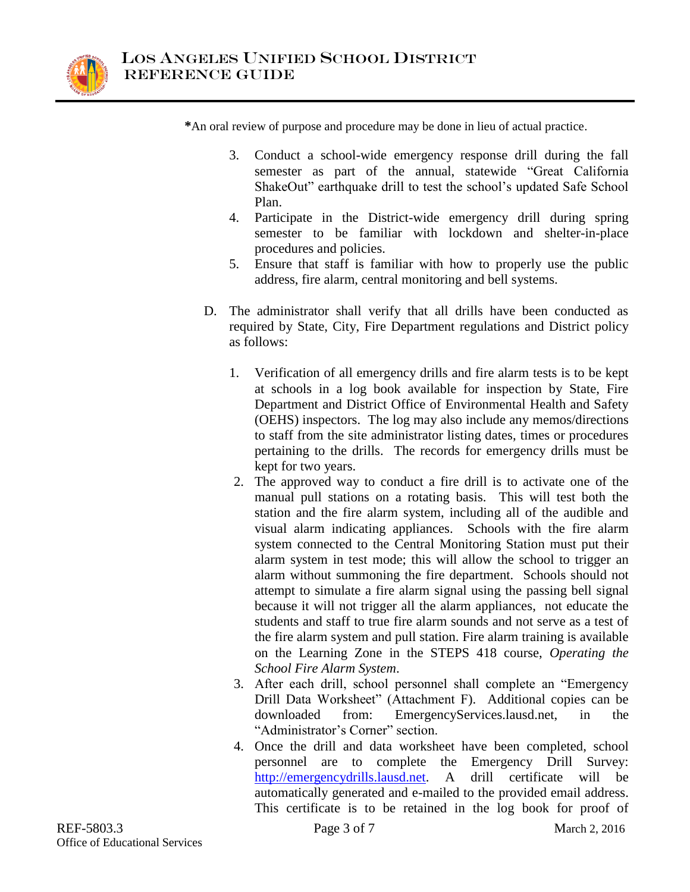*An oral review of purpose and procedure may be done in lieu of actual practice.

3. Conduct a school-wide emergency response drill during the fall semester as part of the annual, statewide "Great California ShakeOut" earthquake drill to test the school's updated Safe School Plan.
4. Participate in the District-wide emergency drill during spring semester to be familiar with lockdown and shelter-in-place procedures and policies.
5. Ensure that staff is familiar with how to properly use the public address, fire alarm, central monitoring and bell systems.

D. The administrator shall verify that all drills have been conducted as required by State, City, Fire Department regulations and District policy as follows:

1. Verification of all emergency drills and fire alarm tests is to be kept at schools in a log book available for inspection by State, Fire Department and District Office of Environmental Health and Safety (OEHS) inspectors. The log may also include any memos/directions to staff from the site administrator listing dates, times or procedures pertaining to the drills. The records for emergency drills must be kept for two years.
2. The approved way to conduct a fire drill is to activate one of the manual pull stations on a rotating basis. This will test both the station and the fire alarm system, including all of the audible and visual alarm indicating appliances. Schools with the fire alarm system connected to the Central Monitoring Station must put their alarm system in test mode; this will allow the school to trigger an alarm without summoning the fire department. Schools should not attempt to simulate a fire alarm signal using the passing bell signal because it will not trigger all the alarm appliances, not educate the students and staff to true fire alarm sounds and not serve as a test of the fire alarm system and pull station. Fire alarm training is available on the Learning Zone in the STEPS 418 course, *Operating the School Fire Alarm System*.
3. After each drill, school personnel shall complete an "Emergency Drill Data Worksheet" (Attachment F). Additional copies can be downloaded from: EmergencyServices.lausd.net, in the "Administrator's Corner" section.
4. Once the drill and data worksheet have been completed, school personnel are to complete the Emergency Drill Survey: [http://emergencydrills.lausd.net](http://emergencydrills.lausd.net). A drill certificate will be automatically generated and e-mailed to the provided email address. This certificate is to be retained in the log book for proof of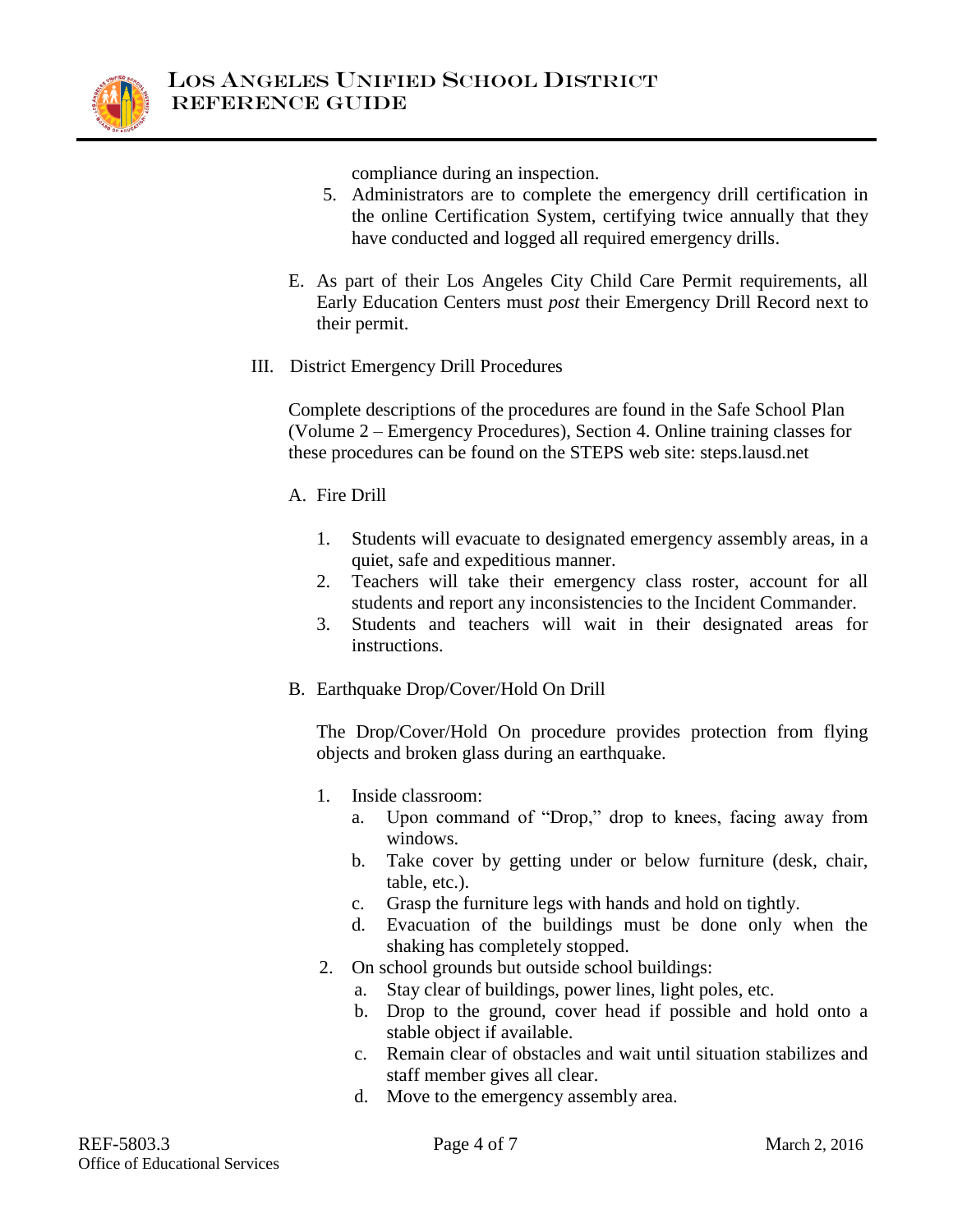compliance during an inspection.

5. Administrators are to complete the emergency drill certification in the online Certification System, certifying twice annually that they have conducted and logged all required emergency drills.

E. As part of their Los Angeles City Child Care Permit requirements, all Early Education Centers must *post* their Emergency Drill Record next to their permit.

III. District Emergency Drill Procedures

Complete descriptions of the procedures are found in the Safe School Plan (Volume 2 – Emergency Procedures), Section 4. Online training classes for these procedures can be found on the STEPS web site: steps.lausd.net

A. Fire Drill

1. Students will evacuate to designated emergency assembly areas, in a quiet, safe and expeditious manner.
2. Teachers will take their emergency class roster, account for all students and report any inconsistencies to the Incident Commander.
3. Students and teachers will wait in their designated areas for instructions.

B. Earthquake Drop/Cover/Hold On Drill

The Drop/Cover/Hold On procedure provides protection from flying objects and broken glass during an earthquake.

1. Inside classroom:
   a. Upon command of "Drop," drop to knees, facing away from windows.
   b. Take cover by getting under or below furniture (desk, chair, table, etc.).
   c. Grasp the furniture legs with hands and hold on tightly.
   d. Evacuation of the buildings must be done only when the shaking has completely stopped.
2. On school grounds but outside school buildings:
   a. Stay clear of buildings, power lines, light poles, etc.
   b. Drop to the ground, cover head if possible and hold onto a stable object if available.
   c. Remain clear of obstacles and wait until situation stabilizes and staff member gives all clear.
   d. Move to the emergency assembly area.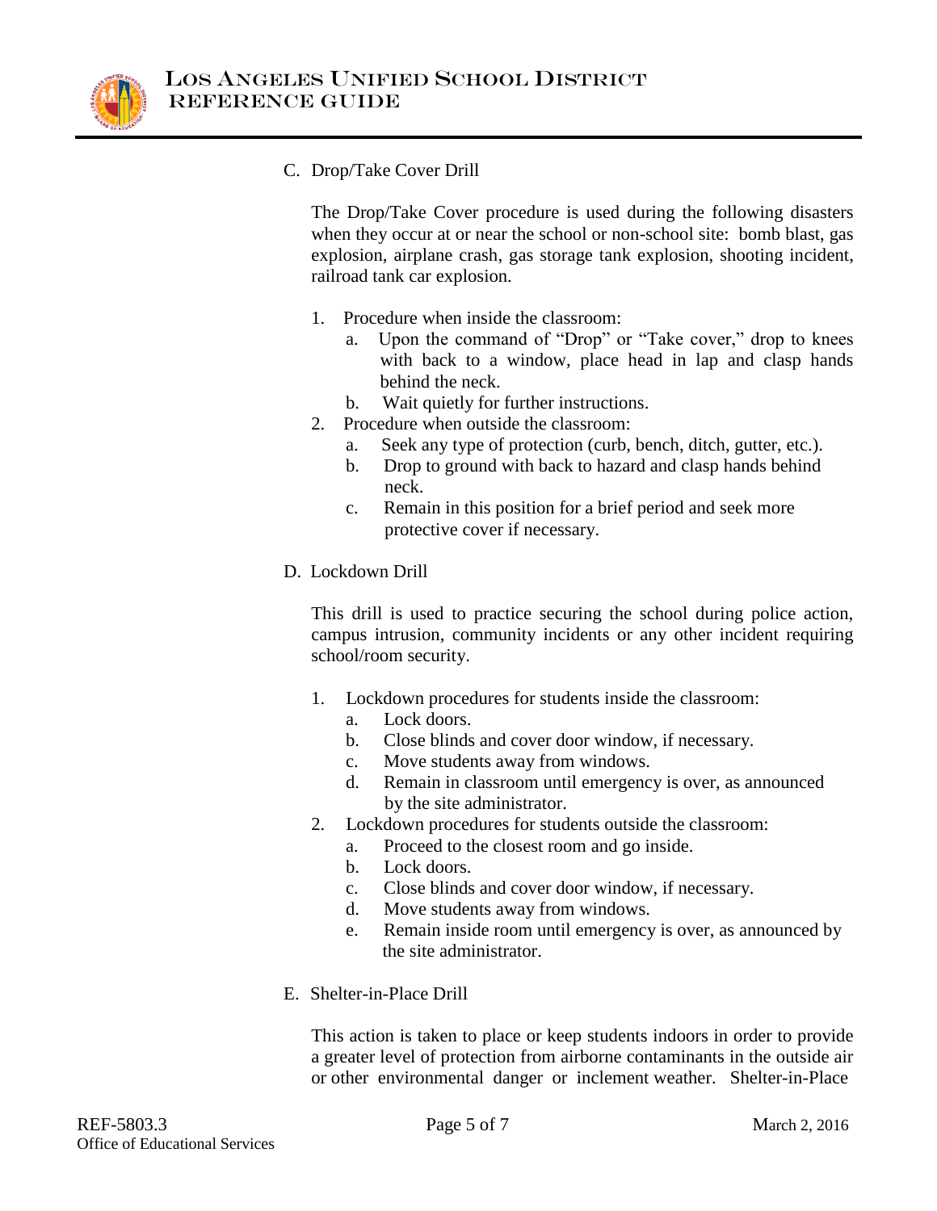C. Drop/Take Cover Drill

The Drop/Take Cover procedure is used during the following disasters when they occur at or near the school or non-school site: bomb blast, gas explosion, airplane crash, gas storage tank explosion, shooting incident, railroad tank car explosion.

1. Procedure when inside the classroom:
   a. Upon the command of "Drop" or "Take cover," drop to knees with back to a window, place head in lap and clasp hands behind the neck.
   b. Wait quietly for further instructions.
2. Procedure when outside the classroom:
   a. Seek any type of protection (curb, bench, ditch, gutter, etc.).
   b. Drop to ground with back to hazard and clasp hands behind neck.
   c. Remain in this position for a brief period and seek more protective cover if necessary.

D. Lockdown Drill

This drill is used to practice securing the school during police action, campus intrusion, community incidents or any other incident requiring school/room security.

1. Lockdown procedures for students inside the classroom:
   a. Lock doors.
   b. Close blinds and cover door window, if necessary.
   c. Move students away from windows.
   d. Remain in classroom until emergency is over, as announced by the site administrator.
2. Lockdown procedures for students outside the classroom:
   a. Proceed to the closest room and go inside.
   b. Lock doors.
   c. Close blinds and cover door window, if necessary.
   d. Move students away from windows.
   e. Remain inside room until emergency is over, as announced by the site administrator.

E. Shelter-in-Place Drill

This action is taken to place or keep students indoors in order to provide a greater level of protection from airborne contaminants in the outside air or other environmental danger or inclement weather. Shelter-in-Place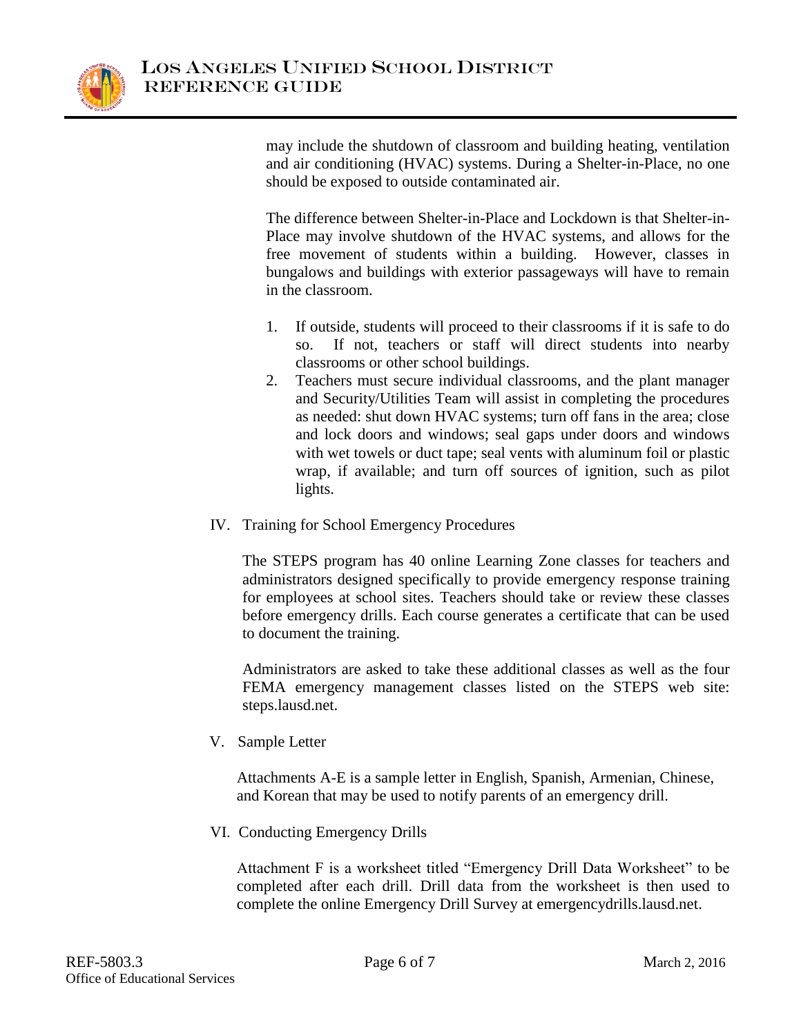may include the shutdown of classroom and building heating, ventilation and air conditioning (HVAC) systems. During a Shelter-in-Place, no one should be exposed to outside contaminated air.

The difference between Shelter-in-Place and Lockdown is that Shelter-in-Place may involve shutdown of the HVAC systems, and allows for the free movement of students within a building. However, classes in bungalows and buildings with exterior passageways will have to remain in the classroom.

1. If outside, students will proceed to their classrooms if it is safe to do so. If not, teachers or staff will direct students into nearby classrooms or other school buildings.
2. Teachers must secure individual classrooms, and the plant manager and Security/Utilities Team will assist in completing the procedures as needed: shut down HVAC systems; turn off fans in the area; close and lock doors and windows; seal gaps under doors and windows with wet towels or duct tape; seal vents with aluminum foil or plastic wrap, if available; and turn off sources of ignition, such as pilot lights.

## IV. Training for School Emergency Procedures

The STEPS program has 40 online Learning Zone classes for teachers and administrators designed specifically to provide emergency response training for employees at school sites. Teachers should take or review these classes before emergency drills. Each course generates a certificate that can be used to document the training.

Administrators are asked to take these additional classes as well as the four FEMA emergency management classes listed on the STEPS web site: steps.lausd.net.

## V. Sample Letter

Attachments A-E is a sample letter in English, Spanish, Armenian, Chinese, and Korean that may be used to notify parents of an emergency drill.

## VI. Conducting Emergency Drills

Attachment F is a worksheet titled "Emergency Drill Data Worksheet" to be completed after each drill. Drill data from the worksheet is then used to complete the online Emergency Drill Survey at emergencydrills.lausd.net.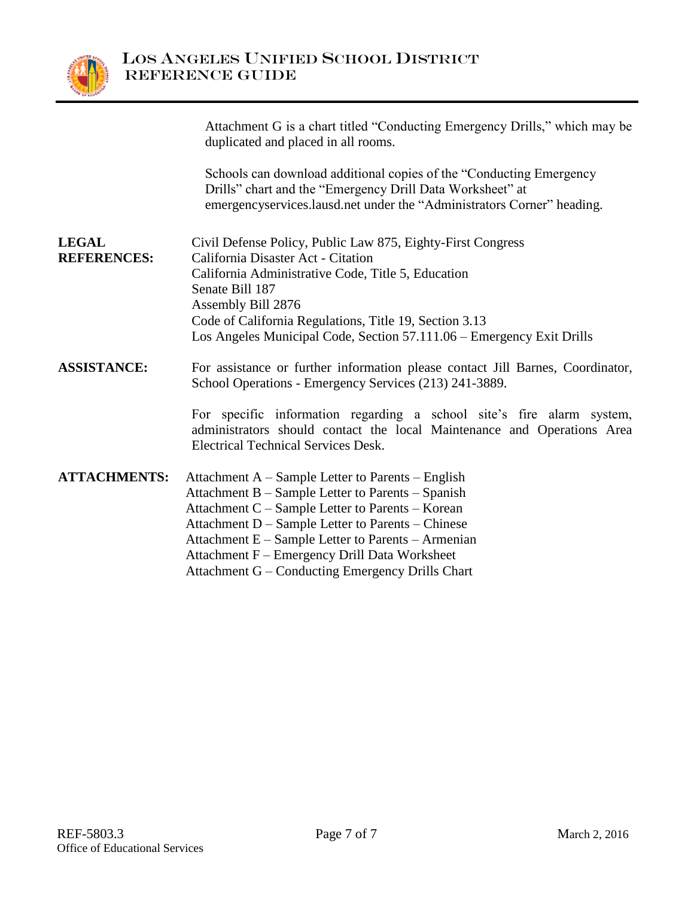Attachment G is a chart titled "Conducting Emergency Drills," which may be duplicated and placed in all rooms.

Schools can download additional copies of the "Conducting Emergency Drills" chart and the "Emergency Drill Data Worksheet" at emergencyservices.lausd.net under the "Administrators Corner" heading.

**LEGAL REFERENCES:**

Civil Defense Policy, Public Law 875, Eighty-First Congress
California Disaster Act - Citation
California Administrative Code, Title 5, Education
Senate Bill 187
Assembly Bill 2876
Code of California Regulations, Title 19, Section 3.13
Los Angeles Municipal Code, Section 57.111.06 – Emergency Exit Drills

**ASSISTANCE:**

For assistance or further information please contact Jill Barnes, Coordinator, School Operations - Emergency Services (213) 241-3889.

For specific information regarding a school site's fire alarm system, administrators should contact the local Maintenance and Operations Area Electrical Technical Services Desk.

**ATTACHMENTS:**

Attachment A – Sample Letter to Parents – English
Attachment B – Sample Letter to Parents – Spanish
Attachment C – Sample Letter to Parents – Korean
Attachment D – Sample Letter to Parents – Chinese
Attachment E – Sample Letter to Parents – Armenian
Attachment F – Emergency Drill Data Worksheet
Attachment G – Conducting Emergency Drills Chart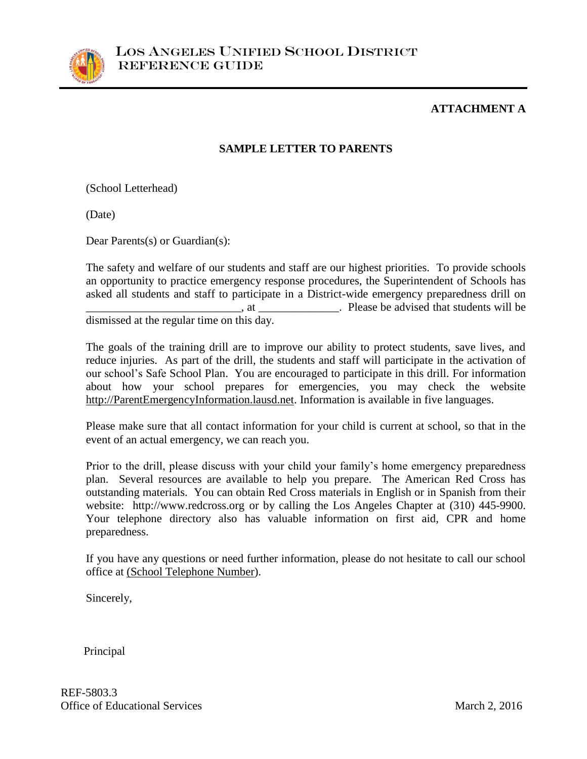**ATTACHMENT A**

## SAMPLE LETTER TO PARENTS

(School Letterhead)

(Date)

Dear Parents(s) or Guardian(s):

The safety and welfare of our students and staff are our highest priorities. To provide schools an opportunity to practice emergency response procedures, the Superintendent of Schools has asked all students and staff to participate in a District-wide emergency preparedness drill on ___________________________, at ______________. Please be advised that students will be dismissed at the regular time on this day.

The goals of the training drill are to improve our ability to protect students, save lives, and reduce injuries. As part of the drill, the students and staff will participate in the activation of our school's Safe School Plan. You are encouraged to participate in this drill. For information about how your school prepares for emergencies, you may check the website http://ParentEmergencyInformation.lausd.net. Information is available in five languages.

Please make sure that all contact information for your child is current at school, so that in the event of an actual emergency, we can reach you.

Prior to the drill, please discuss with your child your family's home emergency preparedness plan. Several resources are available to help you prepare. The American Red Cross has outstanding materials. You can obtain Red Cross materials in English or in Spanish from their website: http://www.redcross.org or by calling the Los Angeles Chapter at (310) 445-9900. Your telephone directory also has valuable information on first aid, CPR and home preparedness.

If you have any questions or need further information, please do not hesitate to call our school office at (School Telephone Number).

Sincerely,

Principal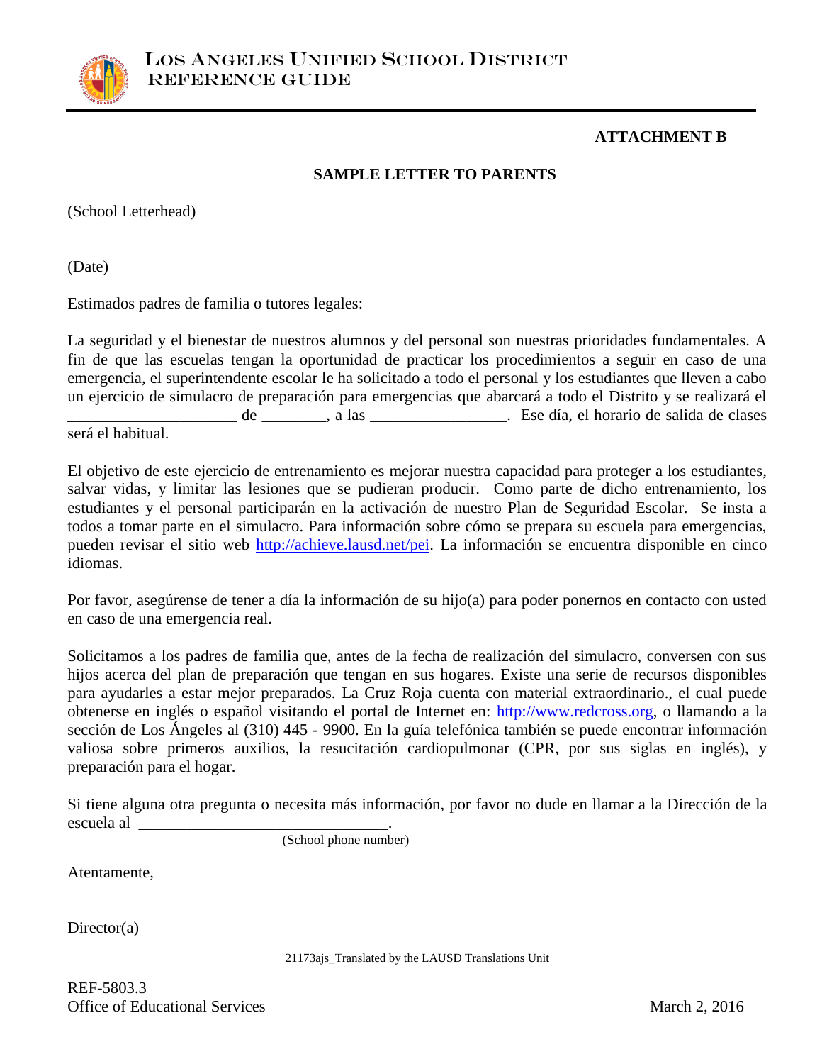**ATTACHMENT B**

**SAMPLE LETTER TO PARENTS**

(School Letterhead)

(Date)

Estimados padres de familia o tutores legales:

La seguridad y el bienestar de nuestros alumnos y del personal son nuestras prioridades fundamentales. A fin de que las escuelas tengan la oportunidad de practicar los procedimientos a seguir en caso de una emergencia, el superintendente escolar le ha solicitado a todo el personal y los estudiantes que lleven a cabo un ejercicio de simulacro de preparación para emergencias que abarcará a todo el Distrito y se realizará el _____________________ de ________, a las _________________. Ese día, el horario de salida de clases será el habitual.

El objetivo de este ejercicio de entrenamiento es mejorar nuestra capacidad para proteger a los estudiantes, salvar vidas, y limitar las lesiones que se pudieran producir. Como parte de dicho entrenamiento, los estudiantes y el personal participarán en la activación de nuestro Plan de Seguridad Escolar. Se insta a todos a tomar parte en el simulacro. Para información sobre cómo se prepara su escuela para emergencias, pueden revisar el sitio web http://achieve.lausd.net/pei. La información se encuentra disponible en cinco idiomas.

Por favor, asegúrense de tener a día la información de su hijo(a) para poder ponernos en contacto con usted en caso de una emergencia real.

Solicitamos a los padres de familia que, antes de la fecha de realización del simulacro, conversen con sus hijos acerca del plan de preparación que tengan en sus hogares. Existe una serie de recursos disponibles para ayudarles a estar mejor preparados. La Cruz Roja cuenta con material extraordinario., el cual puede obtenerse en inglés o español visitando el portal de Internet en: http://www.redcross.org, o llamando a la sección de Los Ángeles al (310) 445 - 9900. En la guía telefónica también se puede encontrar información valiosa sobre primeros auxilios, la resucitación cardiopulmonar (CPR, por sus siglas en inglés), y preparación para el hogar.

Si tiene alguna otra pregunta o necesita más información, por favor no dude en llamar a la Dirección de la escuela al _______________________________.
(School phone number)

Atentamente,

Director(a)

21173ajs_Translated by the LAUSD Translations Unit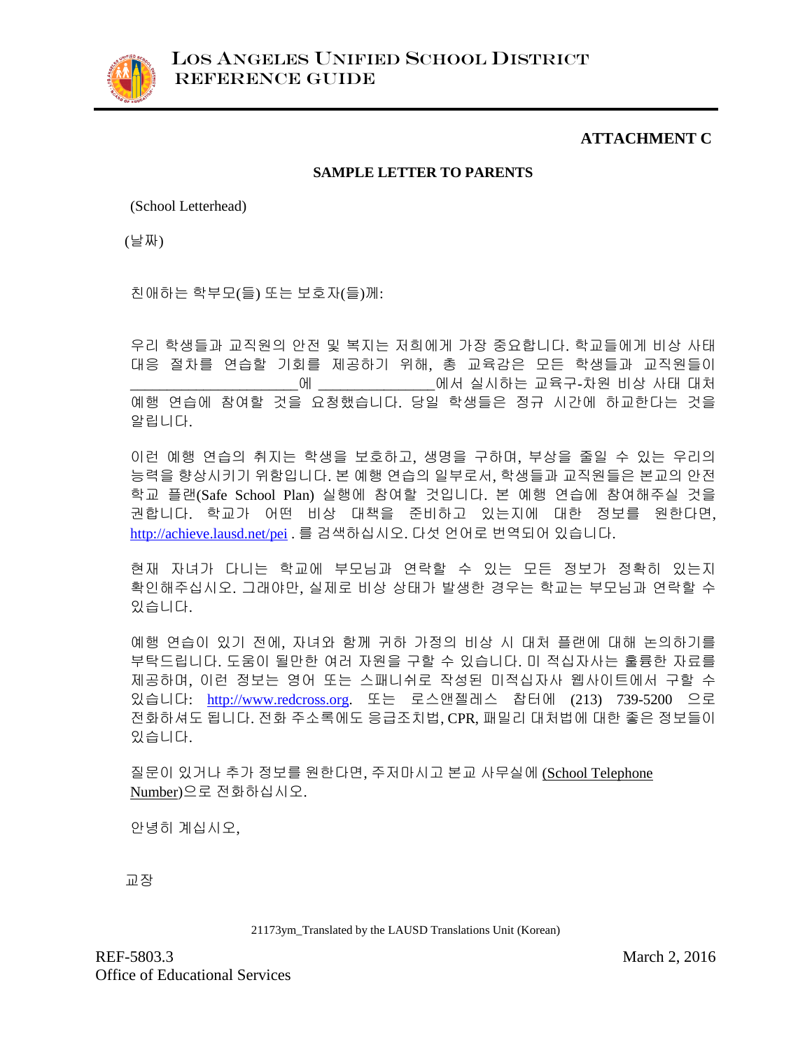**ATTACHMENT C**

**SAMPLE LETTER TO PARENTS**

(School Letterhead)

(날짜)

친애하는 학부모(들) 또는 보호자(들)께:

우리 학생들과 교직원의 안전 및 복지는 저희에게 가장 중요합니다. 학교들에게 비상 사태 대응 절차를 연습할 기회를 제공하기 위해, 총 교육감은 모든 학생들과 교직원들이 ______________________에 _______________에서 실시하는 교육구-차원 비상 사태 대처 예행 연습에 참여할 것을 요청했습니다. 당일 학생들은 정규 시간에 하교한다는 것을 알립니다.

이런 예행 연습의 취지는 학생을 보호하고, 생명을 구하며, 부상을 줄일 수 있는 우리의 능력을 향상시키기 위함입니다. 본 예행 연습의 일부로서, 학생들과 교직원들은 본교의 안전 학교 플랜(Safe School Plan) 실행에 참여할 것입니다. 본 예행 연습에 참여해주실 것을 권합니다. 학교가 어떤 비상 대책을 준비하고 있는지에 대한 정보를 원한다면, http://achieve.lausd.net/pei . 를 검색하십시오. 다섯 언어로 번역되어 있습니다.

현재 자녀가 다니는 학교에 부모님과 연락할 수 있는 모든 정보가 정확히 있는지 확인해주십시오. 그래야만, 실제로 비상 상태가 발생한 경우는 학교는 부모님과 연락할 수 있습니다.

예행 연습이 있기 전에, 자녀와 함께 귀하 가정의 비상 시 대처 플랜에 대해 논의하기를 부탁드립니다. 도움이 될만한 여러 자원을 구할 수 있습니다. 미 적십자사는 훌륭한 자료를 제공하며, 이런 정보는 영어 또는 스패니쉬로 작성된 미적십자사 웹사이트에서 구할 수 있습니다: http://www.redcross.org. 또는 로스앤젤레스 챕터에 (213) 739-5200 으로 전화하셔도 됩니다. 전화 주소록에도 응급조치법, CPR, 패밀리 대처법에 대한 좋은 정보들이 있습니다.

질문이 있거나 추가 정보를 원한다면, 주저마시고 본교 사무실에 (School Telephone Number)으로 전화하십시오.

안녕히 계십시오,

교장

21173ym_Translated by the LAUSD Translations Unit (Korean)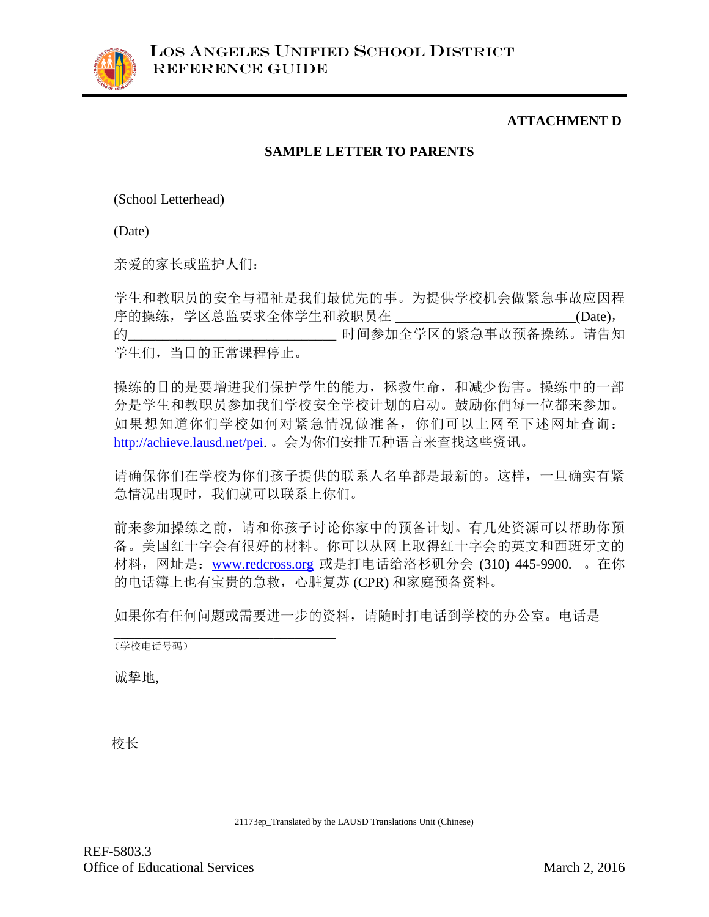**ATTACHMENT D**

**SAMPLE LETTER TO PARENTS**

(School Letterhead)

(Date)

亲爱的家长或监护人们：

学生和教职员的安全与福祉是我们最优先的事。为提供学校机会做紧急事故应因程序的操练，学区总监要求全体学生和教职员在 \_\_\_\_\_\_\_\_\_\_\_\_\_\_\_\_\_\_\_\_\_\_\_\_\_(Date)，的\_\_\_\_\_\_\_\_\_\_\_\_\_\_\_\_\_\_\_\_\_\_\_\_\_\_\_\_\_\_\_ 时间参加全学区的紧急事故预备操练。请告知学生们，当日的正常课程停止。

操练的目的是要增进我们保护学生的能力，拯救生命，和减少伤害。操练中的一部分是学生和教职员参加我们学校安全学校计划的启动。鼓励你們每一位都来参加。如果想知道你们学校如何对紧急情况做准备，你们可以上网至下述网址查询：http://achieve.lausd.net/pei. 。会为你们安排五种语言来查找这些资讯。

请确保你们在学校为你们孩子提供的联系人名单都是最新的。这样，一旦确实有紧急情况出现时，我们就可以联系上你们。

前来参加操练之前，请和你孩子讨论你家中的预备计划。有几处资源可以帮助你预备。美国红十字会有很好的材料。你可以从网上取得红十字会的英文和西班牙文的材料，网址是：www.redcross.org 或是打电话给洛杉矶分会 (310) 445-9900. 。在你的电话簿上也有宝贵的急救，心脏复苏 (CPR) 和家庭预备资料。

如果你有任何问题或需要进一步的资料，请随时打电话到学校的办公室。电话是

\_\_\_\_\_\_\_\_\_\_\_\_\_\_\_\_\_\_\_\_\_\_\_\_\_\_\_\_\_\_\_\_\_\_\_
（学校电话号码）

诚挚地,

校长

21173ep_Translated by the LAUSD Translations Unit (Chinese)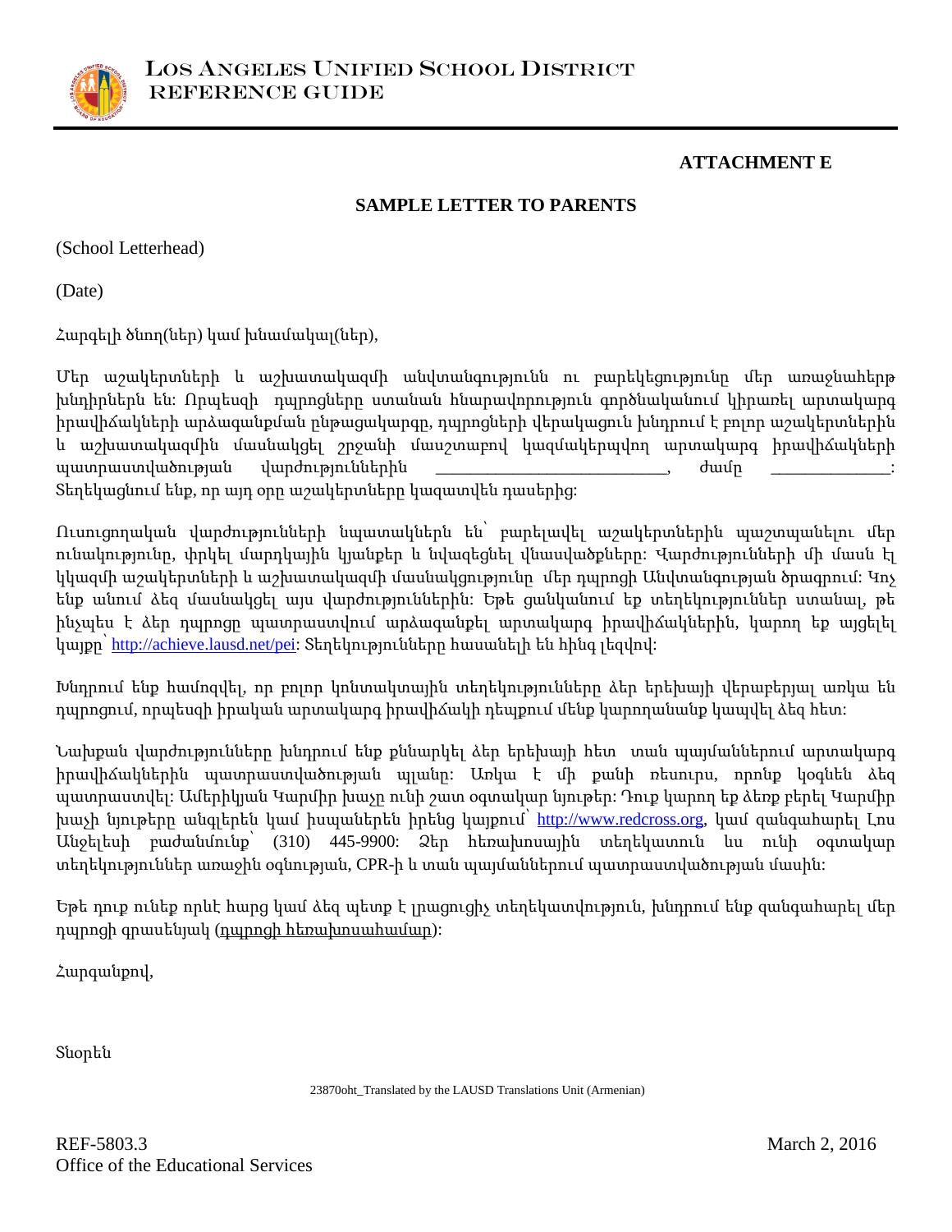**ATTACHMENT E**

**SAMPLE LETTER TO PARENTS**

(School Letterhead)

(Date)

Հարգելի ծնող(ներ) կամ խնամակալ(ներ),

Մեր աշակերտների և աշխատակազմի անվտանգությունն ու բարեկեցությունը մեր առաջնահերթ խնդիրներն են: Որպեսզի դպրոցները ստանան հնարավորություն գործնականում կիրառել արտակարգ իրավիճակների արձագանքման ընթացակարգը, դպրոցների վերակացուն խնդրում է բոլոր աշակերտներին և աշխատակազմին մասնակցել շրջանի մասշտաբով կազմակերպվող արտակարգ իրավիճակների պատրաստվածության վարժություններին ___________________________, ժամը ______________: Տեղեկացնում ենք, որ այդ օրը աշակերտները կազատվեն դասերից:

Ուսուցողական վարժությունների նպատակներն են՝ բարելավել աշակերտներին պաշտպանելու մեր ունակությունը, փրկել մարդկային կյանքեր և նվազեցնել վնասվածքները: Վարժությունների մի մասն էլ կկազմի աշակերտների և աշխատակազմի մասնակցությունը մեր դպրոցի Անվտանգության ծրագրում: Կոչ ենք անում ձեզ մասնակցել այս վարժություններին: Եթե ցանկանում եք տեղեկություններ ստանալ, թե ինչպես է ձեր դպրոցը պատրաստվում արձագանքել արտակարգ իրավիճակներին, կարող եք այցելել կայքը՝ http://achieve.lausd.net/pei: Տեղեկությունները հասանելի են հինգ լեզվով:

Խնդրում ենք համոզվել, որ բոլոր կոնտակտային տեղեկությունները ձեր երեխայի վերաբերյալ առկա են դպրոցում, որպեսզի իրական արտակարգ իրավիճակի դեպքում մենք կարողանանք կապվել ձեզ հետ:

Նախքան վարժությունները խնդրում ենք քննարկել ձեր երեխայի հետ տան պայմաններում արտակարգ իրավիճակներին պատրաստվածության պլանը: Առկա է մի քանի ռեսուրս, որոնք կօգնեն ձեզ պատրաստվել: Ամերիկյան Կարմիր խաչը ունի շատ օգտակար նյութեր: Դուք կարող եք ձեռք բերել Կարմիր խաչի նյութերը անգլերեն կամ իսպաներեն իրենց կայքում՝ http://www.redcross.org, կամ զանգահարել Լոս Անջելեսի բաժանմունք՝ (310) 445-9900: Ձեր հեռախոսային տեղեկատուն ևս ունի օգտակար տեղեկություններ առաջին օգնության, CPR-ի և տան պայմաններում պատրաստվածության մասին:

Եթե դուք ունեք որևէ հարց կամ ձեզ պետք է լրացուցիչ տեղեկատվություն, խնդրում ենք զանգահարել մեր դպրոցի գրասենյակ (<u>դպրոցի հեռախոսահամար</u>):

Հարգանքով,

Տնօրեն

23870oht_Translated by the LAUSD Translations Unit (Armenian)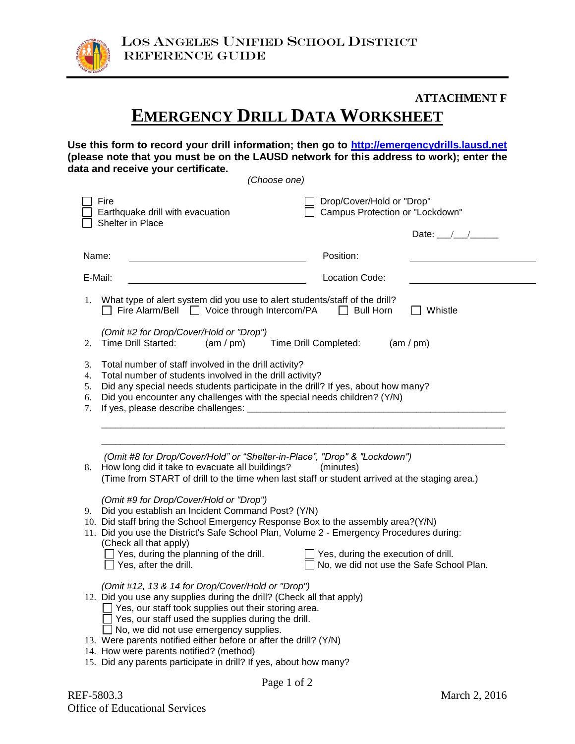**ATTACHMENT F**

# EMERGENCY DRILL DATA WORKSHEET

**Use this form to record your drill information; then go to [http://emergencydrills.lausd.net](http://emergencydrills.lausd.net) (please note that you must be on the LAUSD network for this address to work); enter the data and receive your certificate.**

*(Choose one)*

- ☐ Fire
- ☐ Earthquake drill with evacuation
- ☐ Shelter in Place
- ☐ Drop/Cover/Hold or "Drop"
- ☐ Campus Protection or "Lockdown"

Date: \_\_\_/\_\_\_/\_\_\_\_\_\_

Name: \_\_\_\_\_\_\_\_\_\_\_\_\_\_\_\_\_\_\_\_\_\_\_\_\_\_\_\_\_\_ Position: \_\_\_\_\_\_\_\_\_\_\_\_\_\_\_\_\_\_\_\_\_\_

E-Mail: \_\_\_\_\_\_\_\_\_\_\_\_\_\_\_\_\_\_\_\_\_\_\_\_\_\_\_\_\_\_ Location Code: \_\_\_\_\_\_\_\_\_\_\_\_\_\_\_\_\_\_\_\_\_\_

1. What type of alert system did you use to alert students/staff of the drill?
   ☐ Fire Alarm/Bell ☐ Voice through Intercom/PA ☐ Bull Horn ☐ Whistle

   *(Omit #2 for Drop/Cover/Hold or "Drop")*
2. Time Drill Started: (am / pm) Time Drill Completed: (am / pm)
3. Total number of staff involved in the drill activity?
4. Total number of students involved in the drill activity?
5. Did any special needs students participate in the drill? If yes, about how many?
6. Did you encounter any challenges with the special needs children? (Y/N)
7. If yes, please describe challenges: \_\_\_\_\_\_\_\_\_\_\_\_\_\_\_\_\_\_\_\_\_\_\_\_\_\_\_\_\_\_\_\_\_\_\_\_\_\_\_\_\_\_\_\_\_\_\_\_\_\_

   \_\_\_\_\_\_\_\_\_\_\_\_\_\_\_\_\_\_\_\_\_\_\_\_\_\_\_\_\_\_\_\_\_\_\_\_\_\_\_\_\_\_\_\_\_\_\_\_\_\_\_\_\_\_\_\_\_\_\_\_\_\_\_\_\_\_\_\_\_\_\_\_\_\_\_

   \_\_\_\_\_\_\_\_\_\_\_\_\_\_\_\_\_\_\_\_\_\_\_\_\_\_\_\_\_\_\_\_\_\_\_\_\_\_\_\_\_\_\_\_\_\_\_\_\_\_\_\_\_\_\_\_\_\_\_\_\_\_\_\_\_\_\_\_\_\_\_\_\_\_\_

   *(Omit #8 for Drop/Cover/Hold" or "Shelter-in-Place", "Drop" & "Lockdown")*
8. How long did it take to evacuate all buildings? (minutes)
   (Time from START of drill to the time when last staff or student arrived at the staging area.)

   *(Omit #9 for Drop/Cover/Hold or "Drop")*
9. Did you establish an Incident Command Post? (Y/N)
10. Did staff bring the School Emergency Response Box to the assembly area?(Y/N)
11. Did you use the District's Safe School Plan, Volume 2 - Emergency Procedures during: (Check all that apply)
    - ☐ Yes, during the planning of the drill.
    - ☐ Yes, during the execution of drill.
    - ☐ Yes, after the drill.
    - ☐ No, we did not use the Safe School Plan.

    *(Omit #12, 13 & 14 for Drop/Cover/Hold or "Drop")*
12. Did you use any supplies during the drill? (Check all that apply)
    - ☐ Yes, our staff took supplies out their storing area.
    - ☐ Yes, our staff used the supplies during the drill.
    - ☐ No, we did not use emergency supplies.
13. Were parents notified either before or after the drill? (Y/N)
14. How were parents notified? (method)
15. Did any parents participate in drill? If yes, about how many?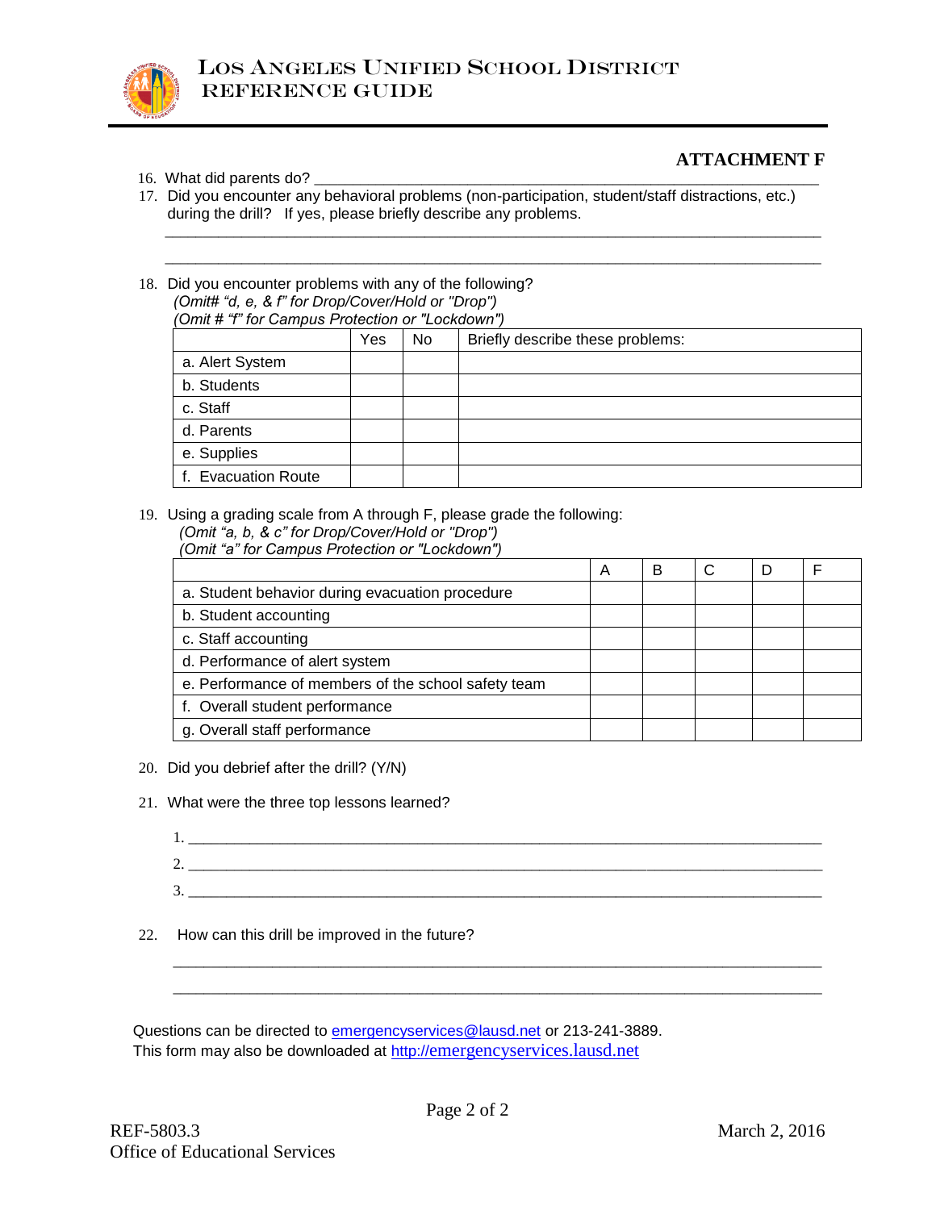**ATTACHMENT F**

16. What did parents do? ___________________________________________________________
17. Did you encounter any behavioral problems (non-participation, student/staff distractions, etc.) during the drill? If yes, please briefly describe any problems.

    ________________________________________________________________________________

    ________________________________________________________________________________

18. Did you encounter problems with any of the following?
    *(Omit# "d, e, & f" for Drop/Cover/Hold or "Drop")*
    *(Omit # "f" for Campus Protection or "Lockdown")*

| | Yes | No | Briefly describe these problems: |
|---|---|---|---|
| a. Alert System | | | |
| b. Students | | | |
| c. Staff | | | |
| d. Parents | | | |
| e. Supplies | | | |
| f. Evacuation Route | | | |

19. Using a grading scale from A through F, please grade the following:
    *(Omit "a, b, & c" for Drop/Cover/Hold or "Drop")*
    *(Omit "a" for Campus Protection or "Lockdown")*

| | A | B | C | D | F |
|---|---|---|---|---|---|
| a. Student behavior during evacuation procedure | | | | | |
| b. Student accounting | | | | | |
| c. Staff accounting | | | | | |
| d. Performance of alert system | | | | | |
| e. Performance of members of the school safety team | | | | | |
| f. Overall student performance | | | | | |
| g. Overall staff performance | | | | | |

20. Did you debrief after the drill? (Y/N)

21. What were the three top lessons learned?

    1. ____________________________________________________________________________
    2. ____________________________________________________________________________
    3. ____________________________________________________________________________

22. How can this drill be improved in the future?

    ________________________________________________________________________________

    ________________________________________________________________________________

Questions can be directed to emergencyservices@lausd.net or 213-241-3889.
This form may also be downloaded at http://emergencyservices.lausd.net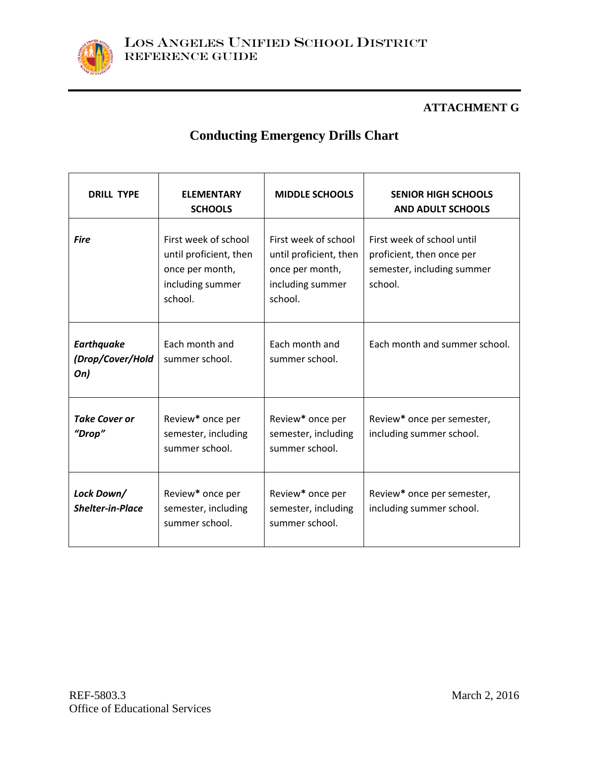**ATTACHMENT G**

# Conducting Emergency Drills Chart

| DRILL TYPE | ELEMENTARY SCHOOLS | MIDDLE SCHOOLS | SENIOR HIGH SCHOOLS AND ADULT SCHOOLS |
|---|---|---|---|
| ***Fire*** | First week of school until proficient, then once per month, including summer school. | First week of school until proficient, then once per month, including summer school. | First week of school until proficient, then once per semester, including summer school. |
| ***Earthquake (Drop/Cover/Hold On)*** | Each month and summer school. | Each month and summer school. | Each month and summer school. |
| ***Take Cover or "Drop"*** | Review**\*** once per semester, including summer school. | Review**\*** once per semester, including summer school. | Review**\*** once per semester, including summer school. |
| ***Lock Down/ Shelter-in-Place*** | Review**\*** once per semester, including summer school. | Review**\*** once per semester, including summer school. | Review**\*** once per semester, including summer school. |